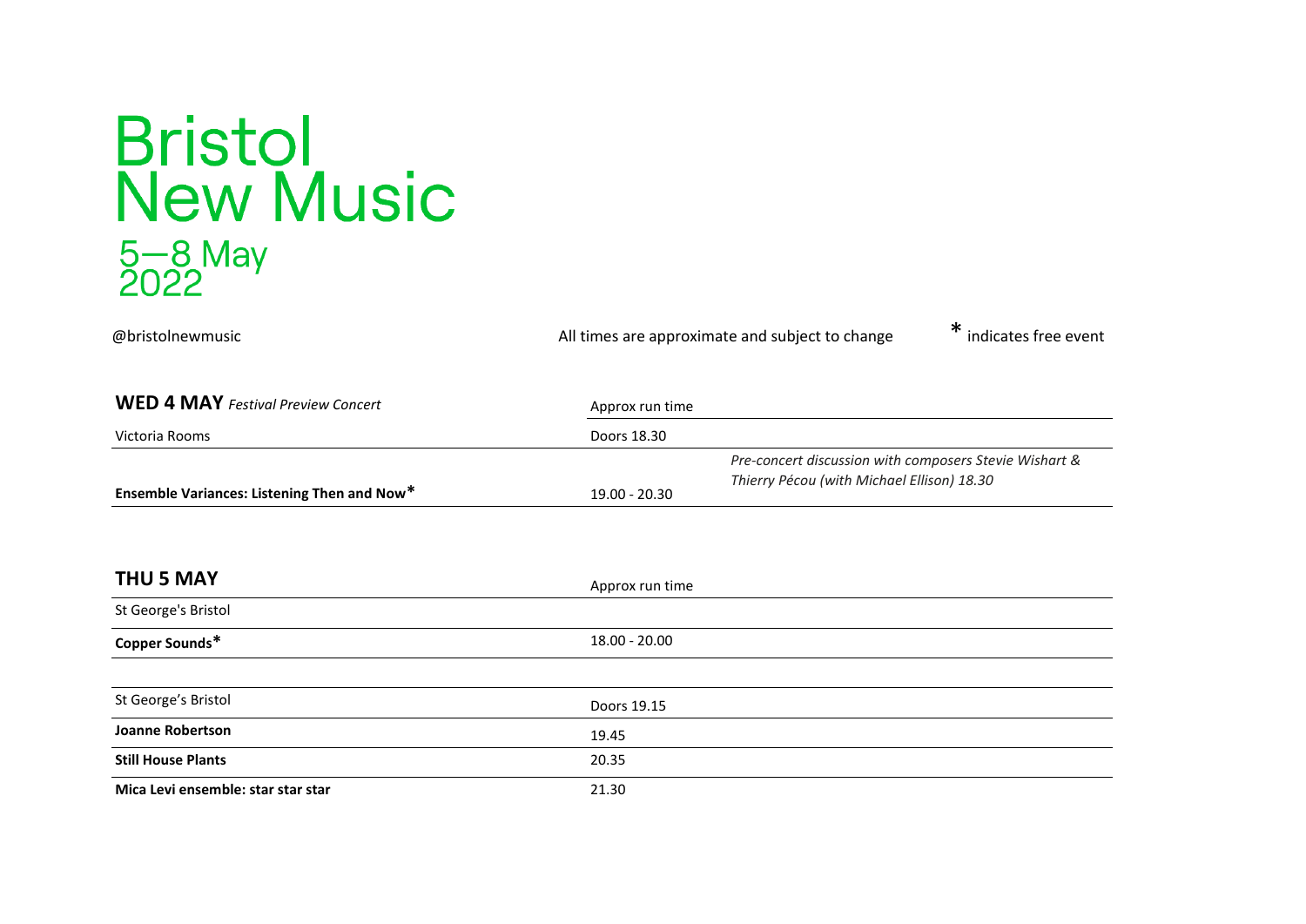# Bristol New Music

5—8 May 2022

@bristolnewmusic

All times are approximate and subject to change

* indicates free event

## WED 4 MAY *Festival Preview Concert*

| | Approx run time | |
|---|---|---|
| Victoria Rooms | Doors 18.30 | |
| **Ensemble Variances: Listening Then and Now*** | 19.00 - 20.30 | *Pre-concert discussion with composers Stevie Wishart & Thierry Pécou (with Michael Ellison) 18.30* |

## THU 5 MAY

| | Approx run time |
|---|---|
| St George's Bristol | |
| **Copper Sounds*** | 18.00 - 20.00 |
| | |
| St George's Bristol | Doors 19.15 |
| **Joanne Robertson** | 19.45 |
| **Still House Plants** | 20.35 |
| **Mica Levi ensemble: star star star** | 21.30 |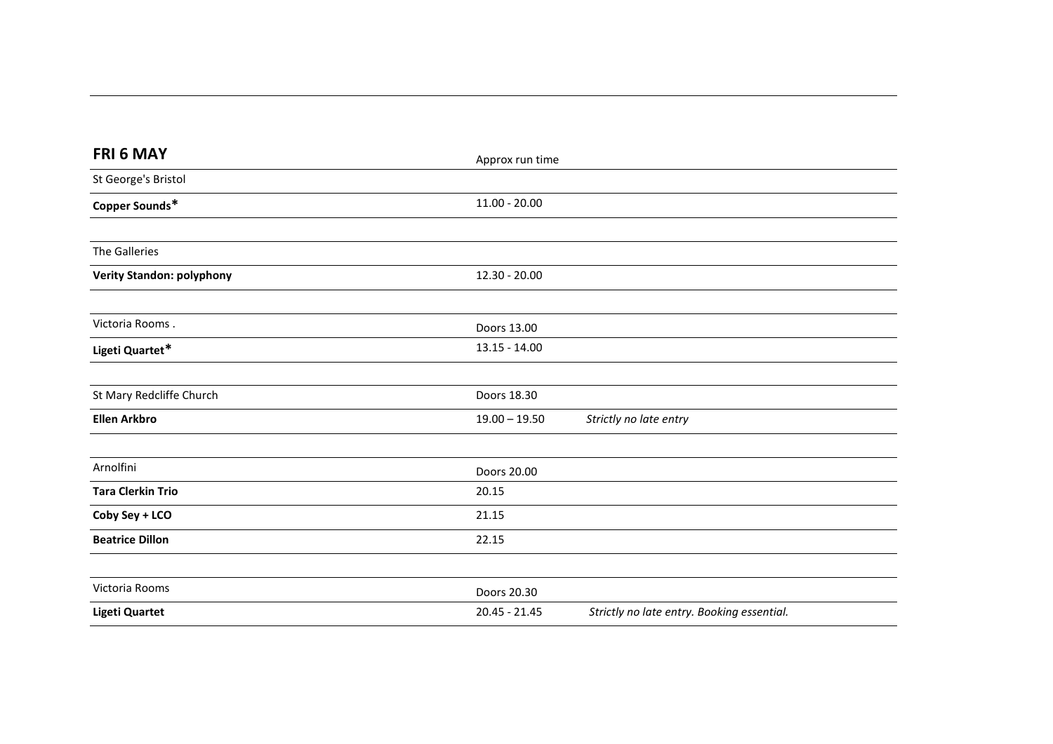## FRI 6 MAY

| | Approx run time | |
|---|---|---|
| St George's Bristol | | |
| **Copper Sounds*** | 11.00 - 20.00 | |
| | | |
| The Galleries | | |
| **Verity Standon: polyphony** | 12.30 - 20.00 | |
| | | |
| Victoria Rooms . | Doors 13.00 | |
| **Ligeti Quartet*** | 13.15 - 14.00 | |
| | | |
| St Mary Redcliffe Church | Doors 18.30 | |
| **Ellen Arkbro** | 19.00 – 19.50 | *Strictly no late entry* |
| | | |
| Arnolfini | Doors 20.00 | |
| **Tara Clerkin Trio** | 20.15 | |
| **Coby Sey + LCO** | 21.15 | |
| **Beatrice Dillon** | 22.15 | |
| | | |
| Victoria Rooms | Doors 20.30 | |
| **Ligeti Quartet** | 20.45 - 21.45 | *Strictly no late entry. Booking essential.* |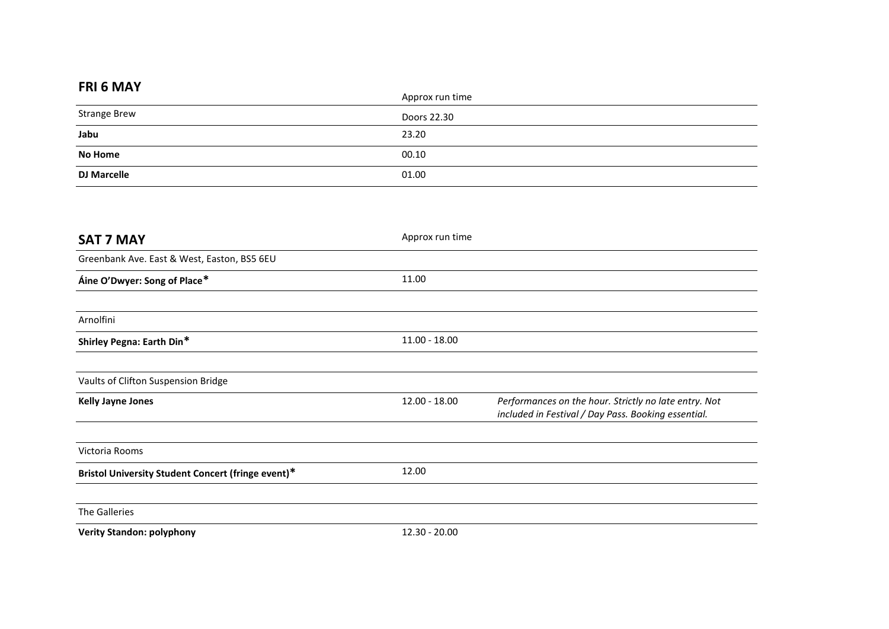## FRI 6 MAY

| | Approx run time | |
|---|---|---|
| Strange Brew | Doors 22.30 | |
| **Jabu** | 23.20 | |
| **No Home** | 00.10 | |
| **DJ Marcelle** | 01.00 | |

## SAT 7 MAY

| | Approx run time | |
|---|---|---|
| Greenbank Ave. East & West, Easton, BS5 6EU | | |
| **Áine O'Dwyer: Song of Place*** | 11.00 | |
| | | |
| Arnolfini | | |
| **Shirley Pegna: Earth Din*** | 11.00 - 18.00 | |
| | | |
| Vaults of Clifton Suspension Bridge | | |
| **Kelly Jayne Jones** | 12.00 - 18.00 | *Performances on the hour. Strictly no late entry. Not included in Festival / Day Pass. Booking essential.* |
| | | |
| Victoria Rooms | | |
| **Bristol University Student Concert (fringe event)*** | 12.00 | |
| | | |
| The Galleries | | |
| **Verity Standon: polyphony** | 12.30 - 20.00 | |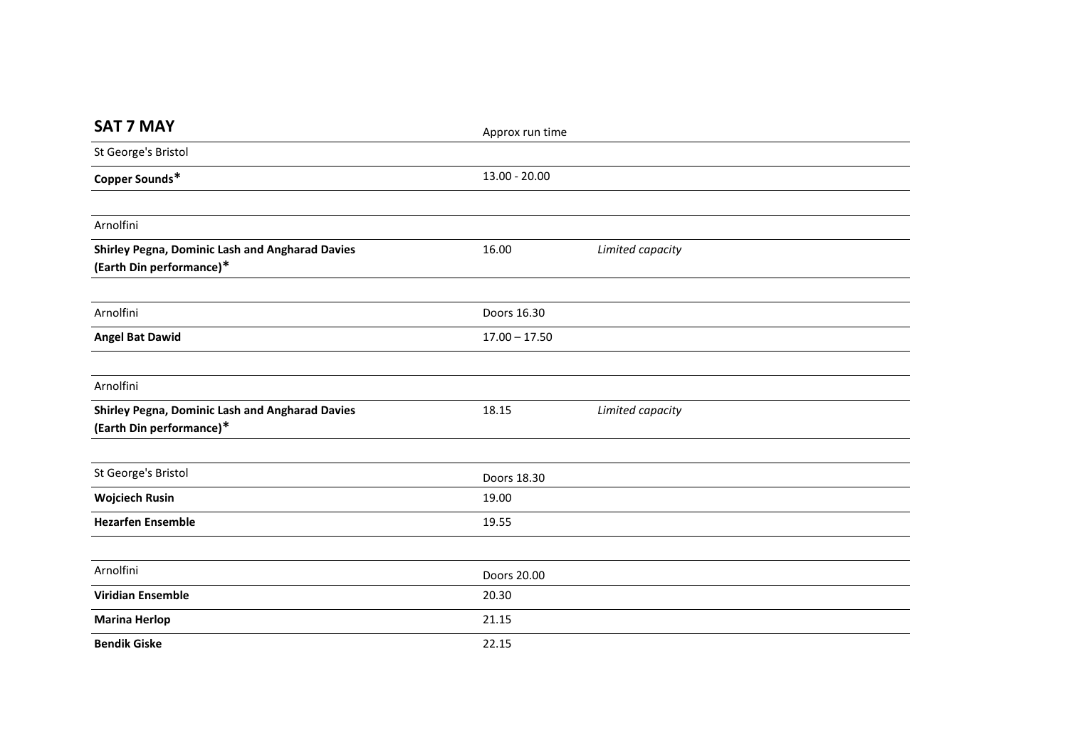## SAT 7 MAY

| | Approx run time | |
|---|---|---|
| St George's Bristol | | |
| **Copper Sounds*** | 13.00 - 20.00 | |
| | | |
| Arnolfini | | |
| **Shirley Pegna, Dominic Lash and Angharad Davies (Earth Din performance)*** | 16.00 | *Limited capacity* |
| | | |
| Arnolfini | Doors 16.30 | |
| **Angel Bat Dawid** | 17.00 – 17.50 | |
| | | |
| Arnolfini | | |
| **Shirley Pegna, Dominic Lash and Angharad Davies (Earth Din performance)*** | 18.15 | *Limited capacity* |
| | | |
| St George's Bristol | Doors 18.30 | |
| **Wojciech Rusin** | 19.00 | |
| **Hezarfen Ensemble** | 19.55 | |
| | | |
| Arnolfini | Doors 20.00 | |
| **Viridian Ensemble** | 20.30 | |
| **Marina Herlop** | 21.15 | |
| **Bendik Giske** | 22.15 | |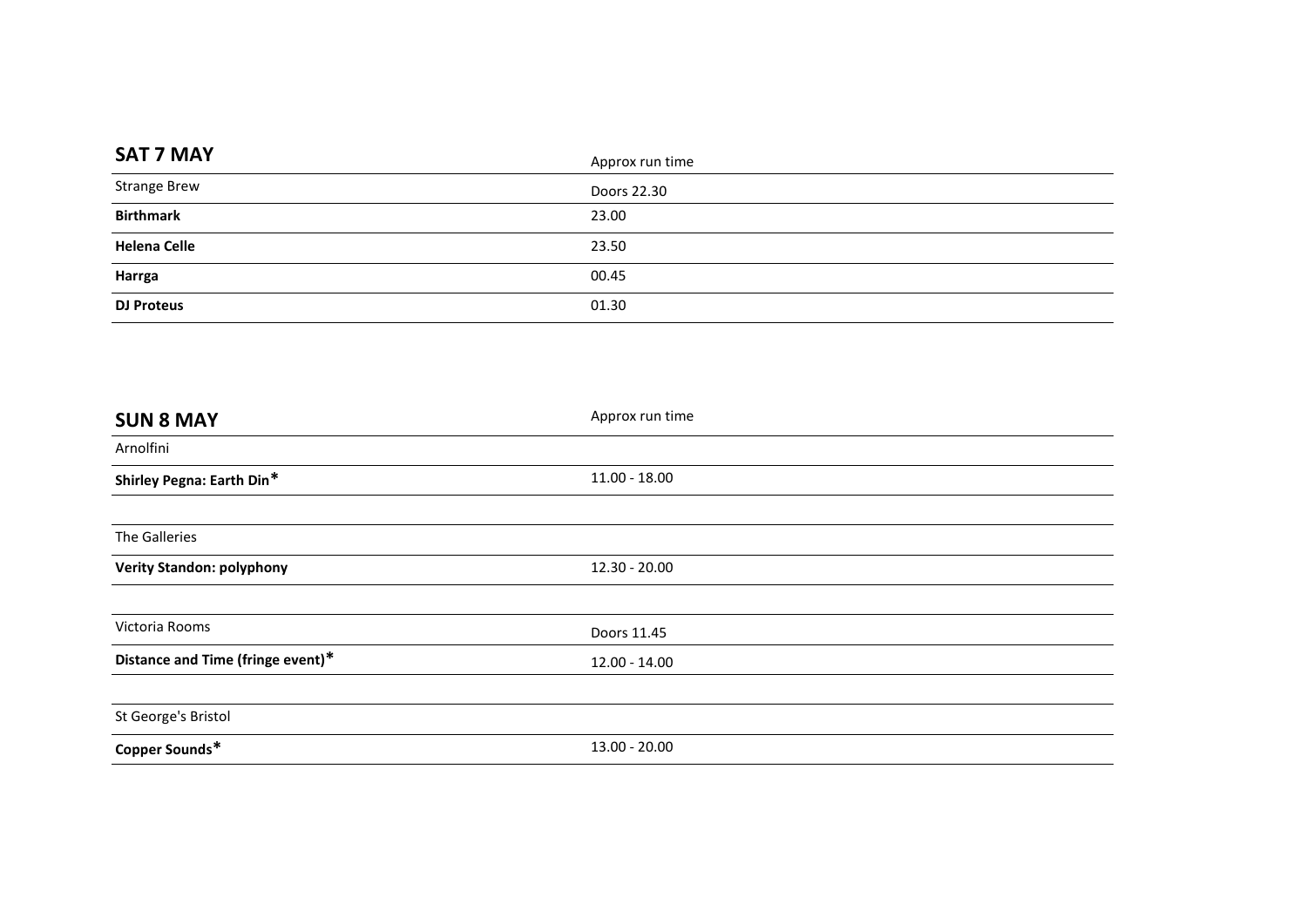| SAT 7 MAY | Approx run time |
|---|---|
| Strange Brew | Doors 22.30 |
| **Birthmark** | 23.00 |
| **Helena Celle** | 23.50 |
| **Harrga** | 00.45 |
| **DJ Proteus** | 01.30 |

| SUN 8 MAY | Approx run time |
|---|---|
| Arnolfini | |
| **Shirley Pegna: Earth Din*** | 11.00 - 18.00 |
| | |
| The Galleries | |
| **Verity Standon: polyphony** | 12.30 - 20.00 |
| | |
| Victoria Rooms | Doors 11.45 |
| **Distance and Time (fringe event)*** | 12.00 - 14.00 |
| | |
| St George's Bristol | |
| **Copper Sounds*** | 13.00 - 20.00 |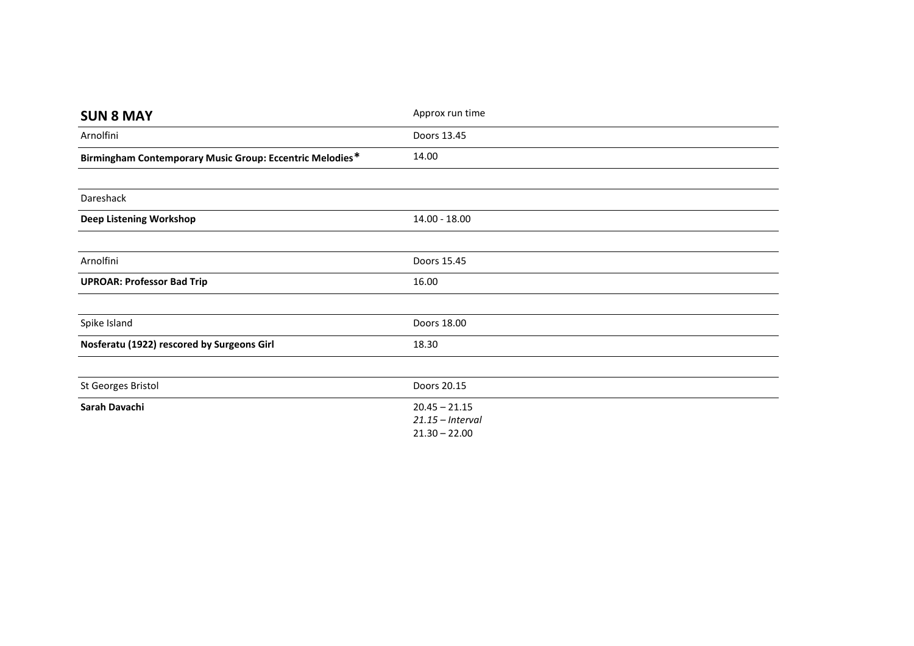| SUN 8 MAY | Approx run time |
|---|---|
| Arnolfini | Doors 13.45 |
| **Birmingham Contemporary Music Group: Eccentric Melodies*** | 14.00 |
| | |
| Dareshack | |
| **Deep Listening Workshop** | 14.00 - 18.00 |
| | |
| Arnolfini | Doors 15.45 |
| **UPROAR: Professor Bad Trip** | 16.00 |
| | |
| Spike Island | Doors 18.00 |
| **Nosferatu (1922) rescored by Surgeons Girl** | 18.30 |
| | |
| St Georges Bristol | Doors 20.15 |
| **Sarah Davachi** | 20.45 – 21.15<br>*21.15 – Interval*<br>21.30 – 22.00 |